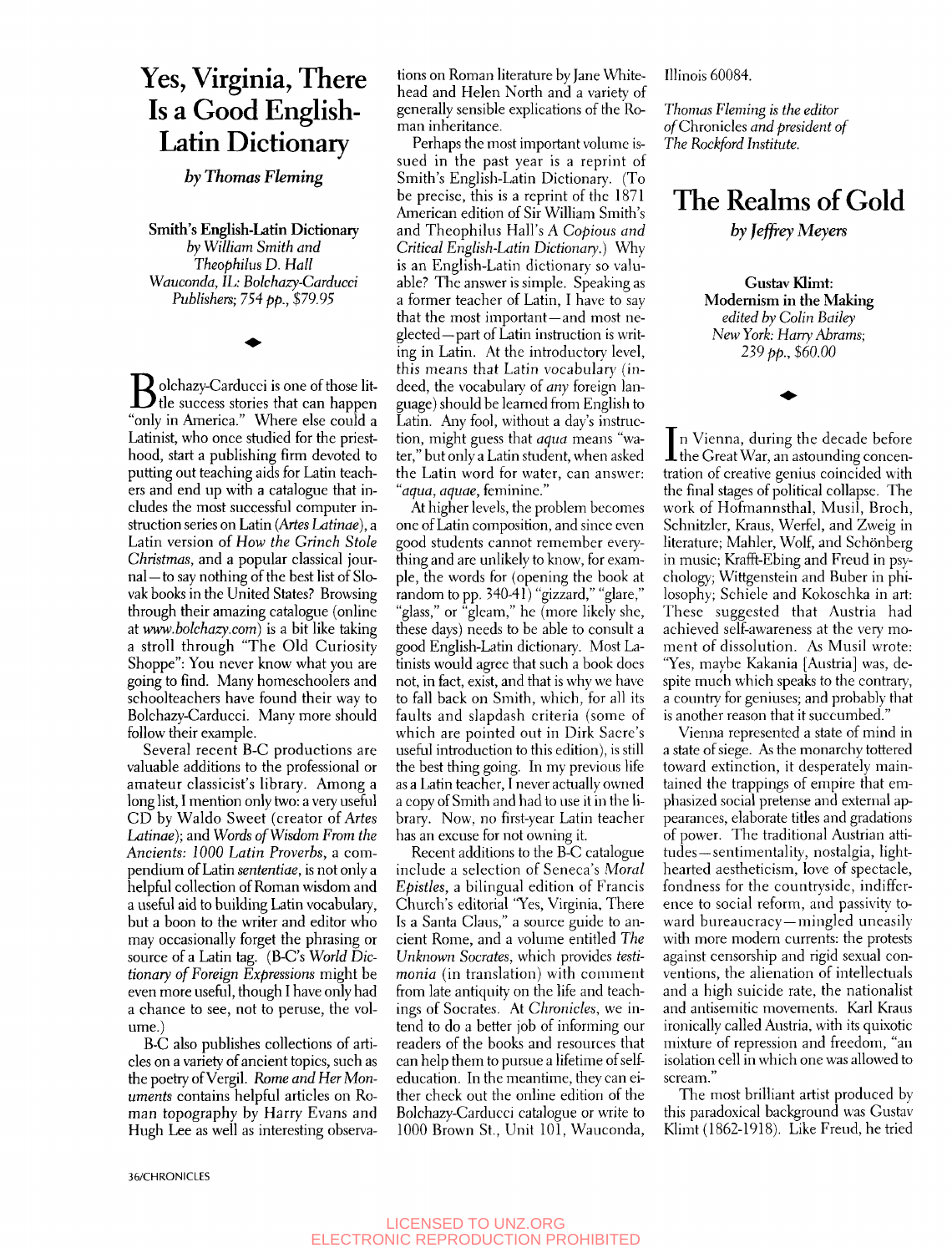# Yes, Virginia, There Is a Good English-Latin Dictionary

*by Thomas Fleming*

**Smith's English-Latin Dictionary**
*by William Smith and Theophilus D. Hall*
*Wauconda, IL: Bolchazy-Carducci Publishers; 754 pp., $79.95*

Bolchazy-Carducci is one of those little success stories that can happen "only in America." Where else could a Latinist, who once studied for the priesthood, start a publishing firm devoted to putting out teaching aids for Latin teachers and end up with a catalogue that includes the most successful computer instruction series on Latin (*Artes Latinae*), a Latin version of *How the Grinch Stole Christmas*, and a popular classical journal—to say nothing of the best list of Slovak books in the United States? Browsing through their amazing catalogue (online at *www.bolchazy.com*) is a bit like taking a stroll through "The Old Curiosity Shoppe": You never know what you are going to find. Many homeschoolers and schoolteachers have found their way to Bolchazy-Carducci. Many more should follow their example.

Several recent B-C productions are valuable additions to the professional or amateur classicist's library. Among a long list, I mention only two: a very useful CD by Waldo Sweet (creator of *Artes Latinae*); and *Words of Wisdom From the Ancients: 1000 Latin Proverbs*, a compendium of Latin *sententiae*, is not only a helpful collection of Roman wisdom and a useful aid to building Latin vocabulary, but a boon to the writer and editor who may occasionally forget the phrasing or source of a Latin tag. (B-C's *World Dictionary of Foreign Expressions* might be even more useful, though I have only had a chance to see, not to peruse, the volume.)

B-C also publishes collections of articles on a variety of ancient topics, such as the poetry of Vergil. *Rome and Her Monuments* contains helpful articles on Roman topography by Harry Evans and Hugh Lee as well as interesting observations on Roman literature by Jane Whitehead and Helen North and a variety of generally sensible explications of the Roman inheritance.

Perhaps the most important volume issued in the past year is a reprint of Smith's English-Latin Dictionary. (To be precise, this is a reprint of the 1871 American edition of Sir William Smith's and Theophilus Hall's *A Copious and Critical English-Latin Dictionary*.) Why is an English-Latin dictionary so valuable? The answer is simple. Speaking as a former teacher of Latin, I have to say that the most important—and most neglected—part of Latin instruction is writing in Latin. At the introductory level, this means that Latin vocabulary (indeed, the vocabulary of *any* foreign language) should be learned from English to Latin. Any fool, without a day's instruction, might guess that *aqua* means "water," but only a Latin student, when asked the Latin word for water, can answer: "*aqua, aquae*, feminine."

At higher levels, the problem becomes one of Latin composition, and since even good students cannot remember everything and are unlikely to know, for example, the words for (opening the book at random to pp. 340-41) "gizzard," "glare," "glass," or "gleam," he (more likely she, these days) needs to be able to consult a good English-Latin dictionary. Most Latinists would agree that such a book does not, in fact, exist, and that is why we have to fall back on Smith, which, for all its faults and slapdash criteria (some of which are pointed out in Dirk Sacre's useful introduction to this edition), is still the best thing going. In my previous life as a Latin teacher, I never actually owned a copy of Smith and had to use it in the library. Now, no first-year Latin teacher has an excuse for not owning it.

Recent additions to the B-C catalogue include a selection of Seneca's *Moral Epistles*, a bilingual edition of Francis Church's editorial "Yes, Virginia, There Is a Santa Claus," a source guide to ancient Rome, and a volume entitled *The Unknown Socrates*, which provides *testimonia* (in translation) with comment from late antiquity on the life and teachings of Socrates. At *Chronicles*, we intend to do a better job of informing our readers of the books and resources that can help them to pursue a lifetime of self-education. In the meantime, they can either check out the online edition of the Bolchazy-Carducci catalogue or write to 1000 Brown St., Unit 101, Wauconda, Illinois 60084.

*Thomas Fleming is the editor of* Chronicles *and president of The Rockford Institute.*

# The Realms of Gold

*by Jeffrey Meyers*

**Gustav Klimt: Modernism in the Making**
*edited by Colin Bailey*
*New York: Harry Abrams; 239 pp., $60.00*

In Vienna, during the decade before the Great War, an astounding concentration of creative genius coincided with the final stages of political collapse. The work of Hofmannsthal, Musil, Broch, Schnitzler, Kraus, Werfel, and Zweig in literature; Mahler, Wolf, and Schönberg in music; Krafft-Ebing and Freud in psychology; Wittgenstein and Buber in philosophy; Schiele and Kokoschka in art: These suggested that Austria had achieved self-awareness at the very moment of dissolution. As Musil wrote: "Yes, maybe Kakania [Austria] was, despite much which speaks to the contrary, a country for geniuses; and probably that is another reason that it succumbed."

Vienna represented a state of mind in a state of siege. As the monarchy tottered toward extinction, it desperately maintained the trappings of empire that emphasized social pretense and external appearances, elaborate titles and gradations of power. The traditional Austrian attitudes—sentimentality, nostalgia, lighthearted aestheticism, love of spectacle, fondness for the countryside, indifference to social reform, and passivity toward bureaucracy—mingled uneasily with more modern currents: the protests against censorship and rigid sexual conventions, the alienation of intellectuals and a high suicide rate, the nationalist and antisemitic movements. Karl Kraus ironically called Austria, with its quixotic mixture of repression and freedom, "an isolation cell in which one was allowed to scream."

The most brilliant artist produced by this paradoxical background was Gustav Klimt (1862-1918). Like Freud, he tried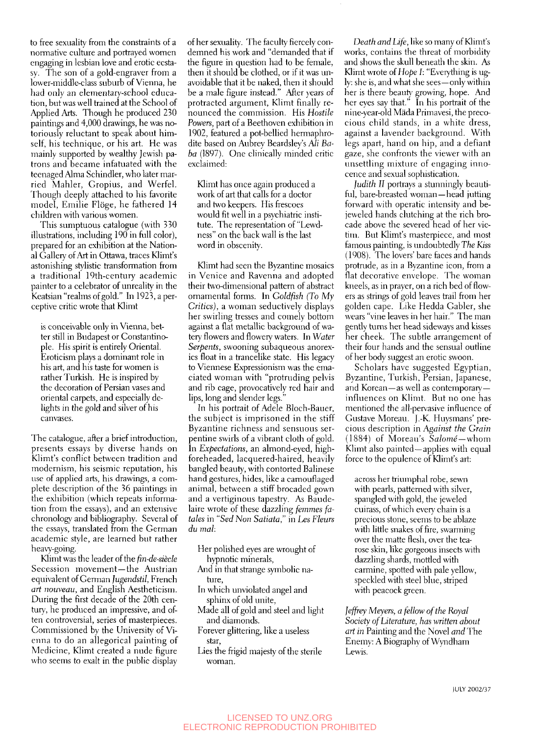to free sexuality from the constraints of a normative culture and portrayed women engaging in lesbian love and erotic ecstasy. The son of a gold-engraver from a lower-middle-class suburb of Vienna, he had only an elementary-school education, but was well trained at the School of Applied Arts. Though he produced 230 paintings and 4,000 drawings, he was notoriously reluctant to speak about himself, his technique, or his art. He was mainly supported by wealthy Jewish patrons and became infatuated with the teenaged Alma Schindler, who later married Mahler, Gropius, and Werfel. Though deeply attached to his favorite model, Emilie Flöge, he fathered 14 children with various women.

This sumptuous catalogue (with 330 illustrations, including 190 in full color), prepared for an exhibition at the National Gallery of Art in Ottawa, traces Klimt's astonishing stylistic transformation from a traditional 19th-century academic painter to a celebrator of unreality in the Keatsian "realms of gold." In 1923, a perceptive critic wrote that Klimt

> is conceivable only in Vienna, better still in Budapest or Constantinople. His spirit is entirely Oriental. Eroticism plays a dominant role in his art, and his taste for women is rather Turkish. He is inspired by the decoration of Persian vases and oriental carpets, and especially delights in the gold and silver of his canvases.

The catalogue, after a brief introduction, presents essays by diverse hands on Klimt's conflict between tradition and modernism, his seismic reputation, his use of applied arts, his drawings, a complete description of the 36 paintings in the exhibition (which repeats information from the essays), and an extensive chronology and bibliography. Several of the essays, translated from the German academic style, are learned but rather heavy-going.

Klimt was the leader of the *fin-de-siècle* Secession movement—the Austrian equivalent of German *Jugendstil*, French *art nouveau*, and English Aestheticism. During the first decade of the 20th century, he produced an impressive, and often controversial, series of masterpieces. Commissioned by the University of Vienna to do an allegorical painting of Medicine, Klimt created a nude figure who seems to exalt in the public display of her sexuality. The faculty fiercely condemned his work and "demanded that if the figure in question had to be female, then it should be clothed, or if it was unavoidable that it be naked, then it should be a male figure instead." After years of protracted argument, Klimt finally renounced the commission. His *Hostile Powers*, part of a Beethoven exhibition in 1902, featured a pot-bellied hermaphrodite based on Aubrey Beardsley's *Ali Baba* (1897). One clinically minded critic exclaimed:

> Klimt has once again produced a work of art that calls for a doctor and two keepers. His frescoes would fit well in a psychiatric institute. The representation of "Lewdness" on the back wall is the last word in obscenity.

Klimt had seen the Byzantine mosaics in Venice and Ravenna and adopted their two-dimensional pattern of abstract ornamental forms. In *Goldfish (To My Critics)*, a woman seductively displays her swirling tresses and comely bottom against a flat metallic background of watery flowers and flowery waters. In *Water Serpents*, swooning subaqueous anorexics float in a trancelike state. His legacy to Viennese Expressionism was the emaciated woman with "protruding pelvis and rib cage, provocatively red hair and lips, long and slender legs."

In his portrait of Adele Bloch-Bauer, the subject is imprisoned in the stiff Byzantine richness and sensuous serpentine swirls of a vibrant cloth of gold. In *Expectations*, an almond-eyed, high-foreheaded, lacquered-haired, heavily bangled beauty, with contorted Balinese hand gestures, hides, like a camouflaged animal, between a stiff brocaded gown and a vertiginous tapestry. As Baudelaire wrote of these dazzling *femmes fatales* in "*Sed Non Satiata*," in *Les Fleurs du mal*:

> Her polished eyes are wrought of hypnotic minerals,
> And in that strange symbolic nature,
> In which unviolated angel and sphinx of old unite,
> Made all of gold and steel and light and diamonds.
> Forever glittering, like a useless star,
> Lies the frigid majesty of the sterile woman.

*Death and Life*, like so many of Klimt's works, contains the threat of morbidity and shows the skull beneath the skin. As Klimt wrote of *Hope I*: "Everything is ugly: she is, and what she sees—only within her is there beauty growing, hope. And her eyes say that." In his portrait of the nine-year-old Mäda Primavesi, the precocious child stands, in a white dress, against a lavender background. With legs apart, hand on hip, and a defiant gaze, she confronts the viewer with an unsettling mixture of engaging innocence and sexual sophistication.

*Judith II* portrays a stunningly beautiful, bare-breasted woman—head jutting forward with operatic intensity and bejeweled hands clutching at the rich brocade above the severed head of her victim. But Klimt's masterpiece, and most famous painting, is undoubtedly *The Kiss* (1908). The lovers' bare faces and hands protrude, as in a Byzantine icon, from a flat decorative envelope. The woman kneels, as in prayer, on a rich bed of flowers as strings of gold leaves trail from her golden cape. Like Hedda Gabler, she wears "vine leaves in her hair." The man gently turns her head sideways and kisses her cheek. The subtle arrangement of their four hands and the sensual outline of her body suggest an erotic swoon.

Scholars have suggested Egyptian, Byzantine, Turkish, Persian, Japanese, and Korean—as well as contemporary—influences on Klimt. But no one has mentioned the all-pervasive influence of Gustave Moreau. J.-K. Huysmans' precious description in *Against the Grain* (1884) of Moreau's *Salomé*—whom Klimt also painted—applies with equal force to the opulence of Klimt's art:

> across her triumphal robe, sewn with pearls, patterned with silver, spangled with gold, the jeweled cuirass, of which every chain is a precious stone, seems to be ablaze with little snakes of fire, swarming over the matte flesh, over the tea-rose skin, like gorgeous insects with dazzling shards, mottled with carmine, spotted with pale yellow, speckled with steel blue, striped with peacock green.

*Jeffrey Meyers, a fellow of the Royal Society of Literature, has written about art in* Painting and the Novel *and* The Enemy: A Biography of Wyndham Lewis.